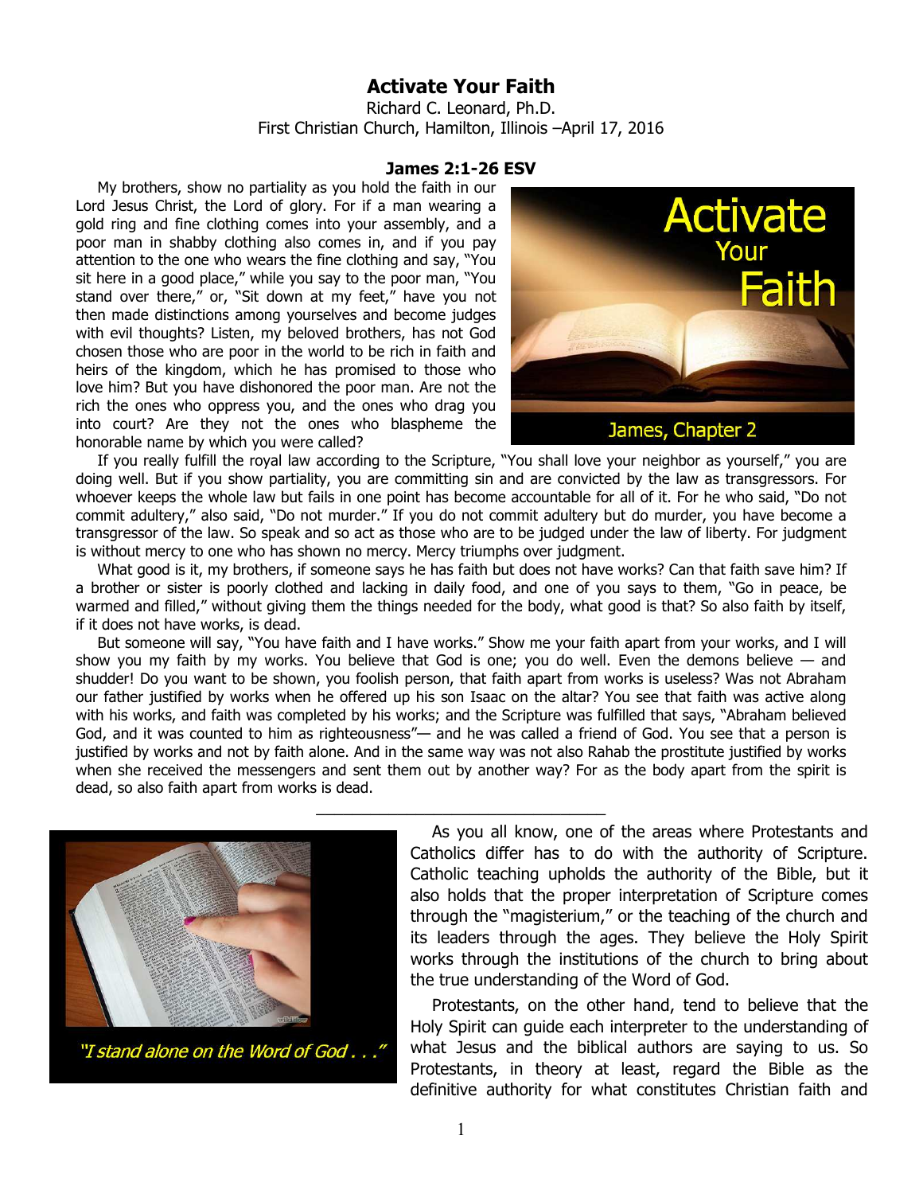# Activate Your Faith

Richard C. Leonard, Ph.D.
First Christian Church, Hamilton, Illinois –April 17, 2016

### James 2:1-26 ESV

My brothers, show no partiality as you hold the faith in our Lord Jesus Christ, the Lord of glory. For if a man wearing a gold ring and fine clothing comes into your assembly, and a poor man in shabby clothing also comes in, and if you pay attention to the one who wears the fine clothing and say, "You sit here in a good place," while you say to the poor man, "You stand over there," or, "Sit down at my feet," have you not then made distinctions among yourselves and become judges with evil thoughts? Listen, my beloved brothers, has not God chosen those who are poor in the world to be rich in faith and heirs of the kingdom, which he has promised to those who love him? But you have dishonored the poor man. Are not the rich the ones who oppress you, and the ones who drag you into court? Are they not the ones who blaspheme the honorable name by which you were called?

If you really fulfill the royal law according to the Scripture, "You shall love your neighbor as yourself," you are doing well. But if you show partiality, you are committing sin and are convicted by the law as transgressors. For whoever keeps the whole law but fails in one point has become accountable for all of it. For he who said, "Do not commit adultery," also said, "Do not murder." If you do not commit adultery but do murder, you have become a transgressor of the law. So speak and so act as those who are to be judged under the law of liberty. For judgment is without mercy to one who has shown no mercy. Mercy triumphs over judgment.

What good is it, my brothers, if someone says he has faith but does not have works? Can that faith save him? If a brother or sister is poorly clothed and lacking in daily food, and one of you says to them, "Go in peace, be warmed and filled," without giving them the things needed for the body, what good is that? So also faith by itself, if it does not have works, is dead.

But someone will say, "You have faith and I have works." Show me your faith apart from your works, and I will show you my faith by my works. You believe that God is one; you do well. Even the demons believe — and shudder! Do you want to be shown, you foolish person, that faith apart from works is useless? Was not Abraham our father justified by works when he offered up his son Isaac on the altar? You see that faith was active along with his works, and faith was completed by his works; and the Scripture was fulfilled that says, "Abraham believed God, and it was counted to him as righteousness"— and he was called a friend of God. You see that a person is justified by works and not by faith alone. And in the same way was not also Rahab the prostitute justified by works when she received the messengers and sent them out by another way? For as the body apart from the spirit is dead, so also faith apart from works is dead.

---

*"I stand alone on the Word of God . . ."*

As you all know, one of the areas where Protestants and Catholics differ has to do with the authority of Scripture. Catholic teaching upholds the authority of the Bible, but it also holds that the proper interpretation of Scripture comes through the "magisterium," or the teaching of the church and its leaders through the ages. They believe the Holy Spirit works through the institutions of the church to bring about the true understanding of the Word of God.

Protestants, on the other hand, tend to believe that the Holy Spirit can guide each interpreter to the understanding of what Jesus and the biblical authors are saying to us. So Protestants, in theory at least, regard the Bible as the definitive authority for what constitutes Christian faith and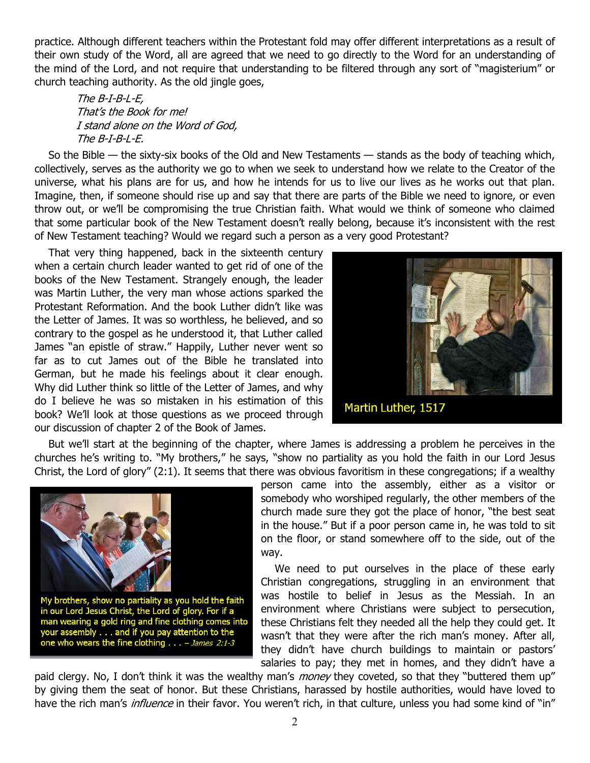practice. Although different teachers within the Protestant fold may offer different interpretations as a result of their own study of the Word, all are agreed that we need to go directly to the Word for an understanding of the mind of the Lord, and not require that understanding to be filtered through any sort of "magisterium" or church teaching authority. As the old jingle goes,

> *The B-I-B-L-E,*
> *That's the Book for me!*
> *I stand alone on the Word of God,*
> *The B-I-B-L-E.*

So the Bible — the sixty-six books of the Old and New Testaments — stands as the body of teaching which, collectively, serves as the authority we go to when we seek to understand how we relate to the Creator of the universe, what his plans are for us, and how he intends for us to live our lives as he works out that plan. Imagine, then, if someone should rise up and say that there are parts of the Bible we need to ignore, or even throw out, or we'll be compromising the true Christian faith. What would we think of someone who claimed that some particular book of the New Testament doesn't really belong, because it's inconsistent with the rest of New Testament teaching? Would we regard such a person as a very good Protestant?

That very thing happened, back in the sixteenth century when a certain church leader wanted to get rid of one of the books of the New Testament. Strangely enough, the leader was Martin Luther, the very man whose actions sparked the Protestant Reformation. And the book Luther didn't like was the Letter of James. It was so worthless, he believed, and so contrary to the gospel as he understood it, that Luther called James "an epistle of straw." Happily, Luther never went so far as to cut James out of the Bible he translated into German, but he made his feelings about it clear enough. Why did Luther think so little of the Letter of James, and why do I believe he was so mistaken in his estimation of this book? We'll look at those questions as we proceed through our discussion of chapter 2 of the Book of James.

Martin Luther, 1517

But we'll start at the beginning of the chapter, where James is addressing a problem he perceives in the churches he's writing to. "My brothers," he says, "show no partiality as you hold the faith in our Lord Jesus Christ, the Lord of glory" (2:1). It seems that there was obvious favoritism in these congregations; if a wealthy person came into the assembly, either as a visitor or somebody who worshiped regularly, the other members of the church made sure they got the place of honor, "the best seat in the house." But if a poor person came in, he was told to sit on the floor, or stand somewhere off to the side, out of the way.

My brothers, show no partiality as you hold the faith in our Lord Jesus Christ, the Lord of glory. For if a man wearing a gold ring and fine clothing comes into your assembly . . . and if you pay attention to the one who wears the fine clothing . . . – *James 2:1-3*

We need to put ourselves in the place of these early Christian congregations, struggling in an environment that was hostile to belief in Jesus as the Messiah. In an environment where Christians were subject to persecution, these Christians felt they needed all the help they could get. It wasn't that they were after the rich man's money. After all, they didn't have church buildings to maintain or pastors' salaries to pay; they met in homes, and they didn't have a paid clergy. No, I don't think it was the wealthy man's *money* they coveted, so that they "buttered them up" by giving them the seat of honor. But these Christians, harassed by hostile authorities, would have loved to have the rich man's *influence* in their favor. You weren't rich, in that culture, unless you had some kind of "in"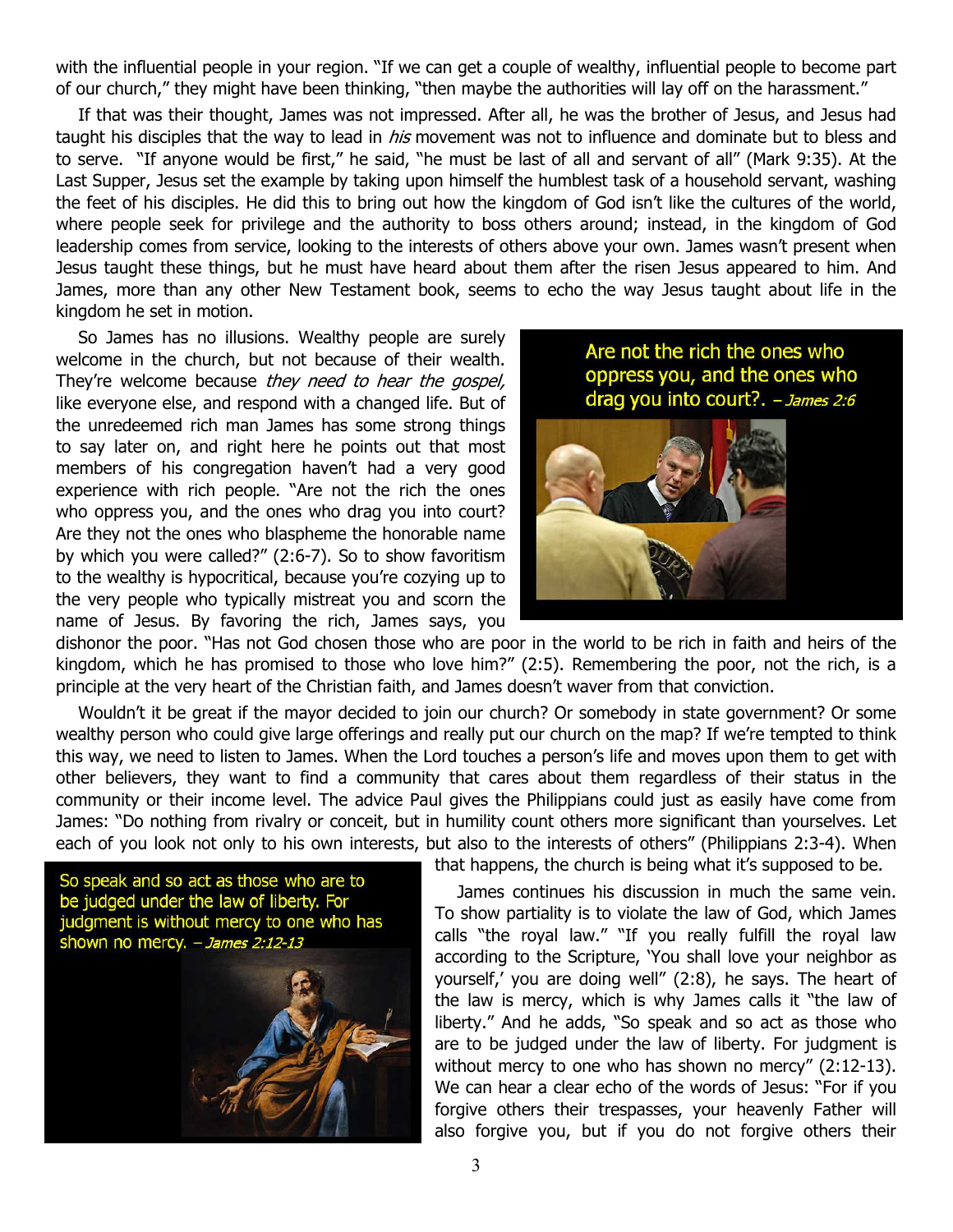with the influential people in your region. "If we can get a couple of wealthy, influential people to become part of our church," they might have been thinking, "then maybe the authorities will lay off on the harassment."

If that was their thought, James was not impressed. After all, he was the brother of Jesus, and Jesus had taught his disciples that the way to lead in *his* movement was not to influence and dominate but to bless and to serve. "If anyone would be first," he said, "he must be last of all and servant of all" (Mark 9:35). At the Last Supper, Jesus set the example by taking upon himself the humblest task of a household servant, washing the feet of his disciples. He did this to bring out how the kingdom of God isn't like the cultures of the world, where people seek for privilege and the authority to boss others around; instead, in the kingdom of God leadership comes from service, looking to the interests of others above your own. James wasn't present when Jesus taught these things, but he must have heard about them after the risen Jesus appeared to him. And James, more than any other New Testament book, seems to echo the way Jesus taught about life in the kingdom he set in motion.

So James has no illusions. Wealthy people are surely welcome in the church, but not because of their wealth. They're welcome because *they need to hear the gospel,* like everyone else, and respond with a changed life. But of the unredeemed rich man James has some strong things to say later on, and right here he points out that most members of his congregation haven't had a very good experience with rich people. "Are not the rich the ones who oppress you, and the ones who drag you into court? Are they not the ones who blaspheme the honorable name by which you were called?" (2:6-7). So to show favoritism to the wealthy is hypocritical, because you're cozying up to the very people who typically mistreat you and scorn the name of Jesus. By favoring the rich, James says, you dishonor the poor. "Has not God chosen those who are poor in the world to be rich in faith and heirs of the kingdom, which he has promised to those who love him?" (2:5). Remembering the poor, not the rich, is a principle at the very heart of the Christian faith, and James doesn't waver from that conviction.

Are not the rich the ones who oppress you, and the ones who drag you into court?. *– James 2:6*

Wouldn't it be great if the mayor decided to join our church? Or somebody in state government? Or some wealthy person who could give large offerings and really put our church on the map? If we're tempted to think this way, we need to listen to James. When the Lord touches a person's life and moves upon them to get with other believers, they want to find a community that cares about them regardless of their status in the community or their income level. The advice Paul gives the Philippians could just as easily have come from James: "Do nothing from rivalry or conceit, but in humility count others more significant than yourselves. Let each of you look not only to his own interests, but also to the interests of others" (Philippians 2:3-4). When that happens, the church is being what it's supposed to be.

So speak and so act as those who are to be judged under the law of liberty. For judgment is without mercy to one who has shown no mercy. *– James 2:12-13*

James continues his discussion in much the same vein. To show partiality is to violate the law of God, which James calls "the royal law." "If you really fulfill the royal law according to the Scripture, 'You shall love your neighbor as yourself,' you are doing well" (2:8), he says. The heart of the law is mercy, which is why James calls it "the law of liberty." And he adds, "So speak and so act as those who are to be judged under the law of liberty. For judgment is without mercy to one who has shown no mercy" (2:12-13). We can hear a clear echo of the words of Jesus: "For if you forgive others their trespasses, your heavenly Father will also forgive you, but if you do not forgive others their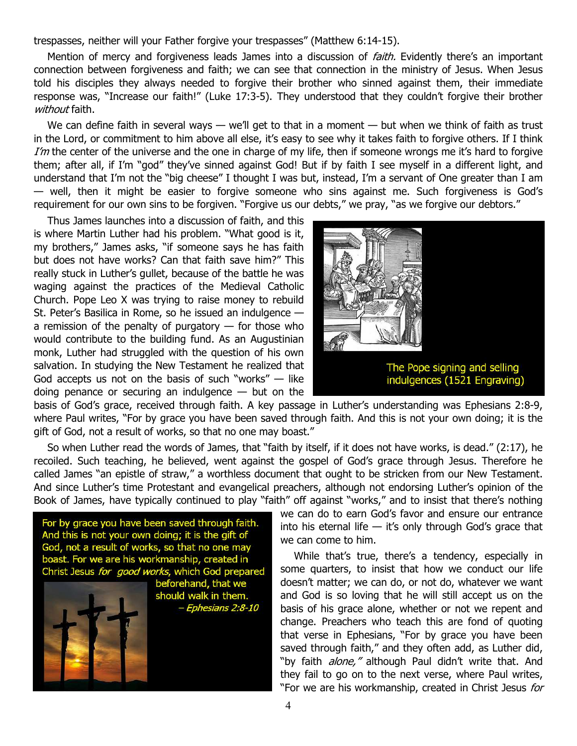trespasses, neither will your Father forgive your trespasses" (Matthew 6:14-15).

Mention of mercy and forgiveness leads James into a discussion of *faith.* Evidently there's an important connection between forgiveness and faith; we can see that connection in the ministry of Jesus. When Jesus told his disciples they always needed to forgive their brother who sinned against them, their immediate response was, "Increase our faith!" (Luke 17:3-5). They understood that they couldn't forgive their brother *without* faith.

We can define faith in several ways — we'll get to that in a moment — but when we think of faith as trust in the Lord, or commitment to him above all else, it's easy to see why it takes faith to forgive others. If I think *I'm* the center of the universe and the one in charge of my life, then if someone wrongs me it's hard to forgive them; after all, if I'm "god" they've sinned against God! But if by faith I see myself in a different light, and understand that I'm not the "big cheese" I thought I was but, instead, I'm a servant of One greater than I am — well, then it might be easier to forgive someone who sins against me. Such forgiveness is God's requirement for our own sins to be forgiven. "Forgive us our debts," we pray, "as we forgive our debtors."

Thus James launches into a discussion of faith, and this is where Martin Luther had his problem. "What good is it, my brothers," James asks, "if someone says he has faith but does not have works? Can that faith save him?" This really stuck in Luther's gullet, because of the battle he was waging against the practices of the Medieval Catholic Church. Pope Leo X was trying to raise money to rebuild St. Peter's Basilica in Rome, so he issued an indulgence — a remission of the penalty of purgatory — for those who would contribute to the building fund. As an Augustinian monk, Luther had struggled with the question of his own salvation. In studying the New Testament he realized that God accepts us not on the basis of such "works" — like doing penance or securing an indulgence — but on the basis of God's grace, received through faith. A key passage in Luther's understanding was Ephesians 2:8-9, where Paul writes, "For by grace you have been saved through faith. And this is not your own doing; it is the gift of God, not a result of works, so that no one may boast."

The Pope signing and selling indulgences (1521 Engraving)

So when Luther read the words of James, that "faith by itself, if it does not have works, is dead." (2:17), he recoiled. Such teaching, he believed, went against the gospel of God's grace through Jesus. Therefore he called James "an epistle of straw," a worthless document that ought to be stricken from our New Testament. And since Luther's time Protestant and evangelical preachers, although not endorsing Luther's opinion of the Book of James, have typically continued to play "faith" off against "works," and to insist that there's nothing we can do to earn God's favor and ensure our entrance into his eternal life — it's only through God's grace that we can come to him.

For by grace you have been saved through faith. And this is not your own doing; it is the gift of God, not a result of works, so that no one may boast. For we are his workmanship, created in Christ Jesus *for good works,* which God prepared beforehand, that we should walk in them.
*– Ephesians 2:8-10*

While that's true, there's a tendency, especially in some quarters, to insist that how we conduct our life doesn't matter; we can do, or not do, whatever we want and God is so loving that he will still accept us on the basis of his grace alone, whether or not we repent and change. Preachers who teach this are fond of quoting that verse in Ephesians, "For by grace you have been saved through faith," and they often add, as Luther did, "by faith *alone,"* although Paul didn't write that. And they fail to go on to the next verse, where Paul writes, "For we are his workmanship, created in Christ Jesus *for*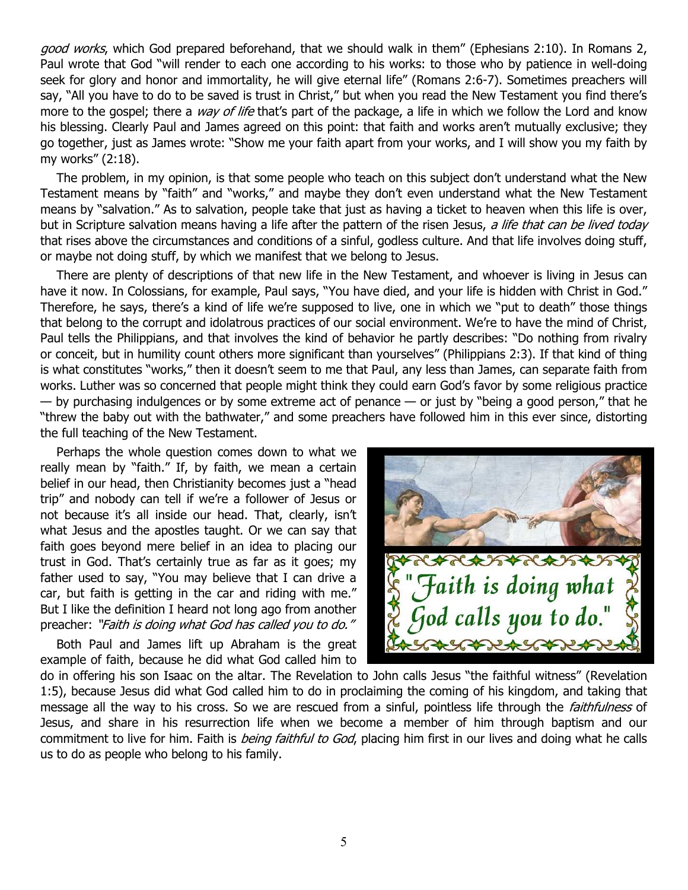*good works*, which God prepared beforehand, that we should walk in them" (Ephesians 2:10). In Romans 2, Paul wrote that God "will render to each one according to his works: to those who by patience in well-doing seek for glory and honor and immortality, he will give eternal life" (Romans 2:6-7). Sometimes preachers will say, "All you have to do to be saved is trust in Christ," but when you read the New Testament you find there's more to the gospel; there a *way of life* that's part of the package, a life in which we follow the Lord and know his blessing. Clearly Paul and James agreed on this point: that faith and works aren't mutually exclusive; they go together, just as James wrote: "Show me your faith apart from your works, and I will show you my faith by my works" (2:18).

The problem, in my opinion, is that some people who teach on this subject don't understand what the New Testament means by "faith" and "works," and maybe they don't even understand what the New Testament means by "salvation." As to salvation, people take that just as having a ticket to heaven when this life is over, but in Scripture salvation means having a life after the pattern of the risen Jesus, *a life that can be lived today* that rises above the circumstances and conditions of a sinful, godless culture. And that life involves doing stuff, or maybe not doing stuff, by which we manifest that we belong to Jesus.

There are plenty of descriptions of that new life in the New Testament, and whoever is living in Jesus can have it now. In Colossians, for example, Paul says, "You have died, and your life is hidden with Christ in God." Therefore, he says, there's a kind of life we're supposed to live, one in which we "put to death" those things that belong to the corrupt and idolatrous practices of our social environment. We're to have the mind of Christ, Paul tells the Philippians, and that involves the kind of behavior he partly describes: "Do nothing from rivalry or conceit, but in humility count others more significant than yourselves" (Philippians 2:3). If that kind of thing is what constitutes "works," then it doesn't seem to me that Paul, any less than James, can separate faith from works. Luther was so concerned that people might think they could earn God's favor by some religious practice — by purchasing indulgences or by some extreme act of penance — or just by "being a good person," that he "threw the baby out with the bathwater," and some preachers have followed him in this ever since, distorting the full teaching of the New Testament.

Perhaps the whole question comes down to what we really mean by "faith." If, by faith, we mean a certain belief in our head, then Christianity becomes just a "head trip" and nobody can tell if we're a follower of Jesus or not because it's all inside our head. That, clearly, isn't what Jesus and the apostles taught. Or we can say that faith goes beyond mere belief in an idea to placing our trust in God. That's certainly true as far as it goes; my father used to say, "You may believe that I can drive a car, but faith is getting in the car and riding with me." But I like the definition I heard not long ago from another preacher: *"Faith is doing what God has called you to do."*

"Faith is doing what God calls you to do."

Both Paul and James lift up Abraham is the great example of faith, because he did what God called him to do in offering his son Isaac on the altar. The Revelation to John calls Jesus "the faithful witness" (Revelation 1:5), because Jesus did what God called him to do in proclaiming the coming of his kingdom, and taking that message all the way to his cross. So we are rescued from a sinful, pointless life through the *faithfulness* of Jesus, and share in his resurrection life when we become a member of him through baptism and our commitment to live for him. Faith is *being faithful to God*, placing him first in our lives and doing what he calls us to do as people who belong to his family.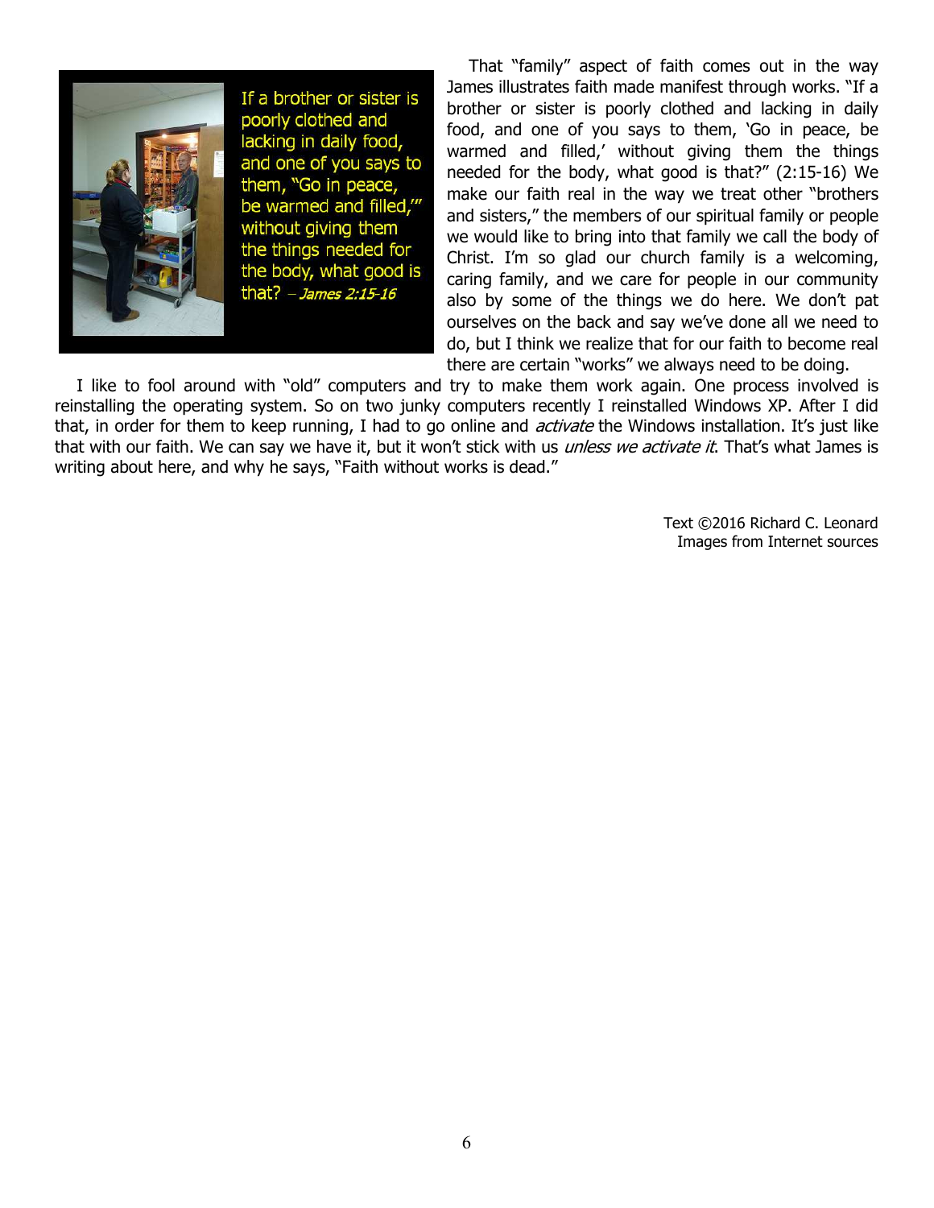If a brother or sister is poorly clothed and lacking in daily food, and one of you says to them, "Go in peace, be warmed and filled,'" without giving them the things needed for the body, what good is that? – *James 2:15-16*

That "family" aspect of faith comes out in the way James illustrates faith made manifest through works. "If a brother or sister is poorly clothed and lacking in daily food, and one of you says to them, 'Go in peace, be warmed and filled,' without giving them the things needed for the body, what good is that?" (2:15-16) We make our faith real in the way we treat other "brothers and sisters," the members of our spiritual family or people we would like to bring into that family we call the body of Christ. I'm so glad our church family is a welcoming, caring family, and we care for people in our community also by some of the things we do here. We don't pat ourselves on the back and say we've done all we need to do, but I think we realize that for our faith to become real there are certain "works" we always need to be doing.

I like to fool around with "old" computers and try to make them work again. One process involved is reinstalling the operating system. So on two junky computers recently I reinstalled Windows XP. After I did that, in order for them to keep running, I had to go online and *activate* the Windows installation. It's just like that with our faith. We can say we have it, but it won't stick with us *unless we activate it*. That's what James is writing about here, and why he says, "Faith without works is dead."

Text ©2016 Richard C. Leonard
Images from Internet sources